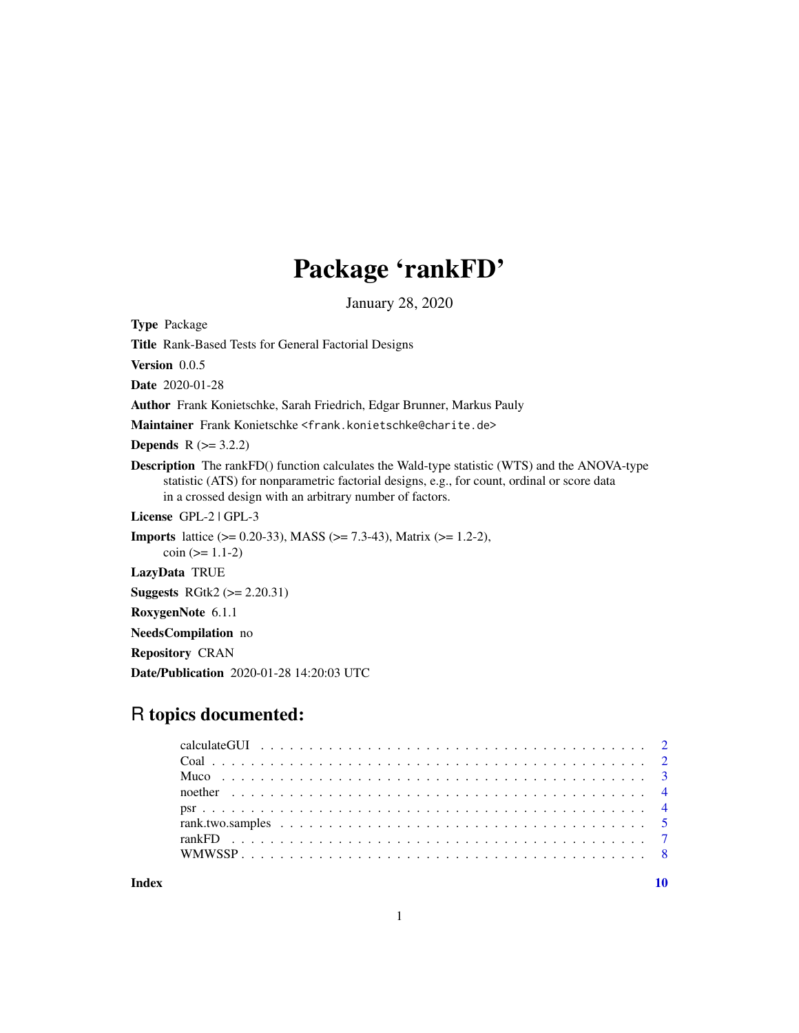# Package 'rankFD'

January 28, 2020

**Type** Package

**Title** Rank-Based Tests for General Factorial Designs

**Version** 0.0.5

**Date** 2020-01-28

**Author** Frank Konietschke, Sarah Friedrich, Edgar Brunner, Markus Pauly

**Maintainer** Frank Konietschke <frank.konietschke@charite.de>

**Depends** R (>= 3.2.2)

**Description** The rankFD() function calculates the Wald-type statistic (WTS) and the ANOVA-type statistic (ATS) for nonparametric factorial designs, e.g., for count, ordinal or score data in a crossed design with an arbitrary number of factors.

**License** GPL-2 | GPL-3

**Imports** lattice (>= 0.20-33), MASS (>= 7.3-43), Matrix (>= 1.2-2), coin (>= 1.1-2)

**LazyData** TRUE

**Suggests** RGtk2 (>= 2.20.31)

**RoxygenNote** 6.1.1

**NeedsCompilation** no

**Repository** CRAN

**Date/Publication** 2020-01-28 14:20:03 UTC

## R topics documented:

| | |
|---|---|
| calculateGUI | 2 |
| Coal | 2 |
| Muco | 3 |
| noether | 4 |
| psr | 4 |
| rank.two.samples | 5 |
| rankFD | 7 |
| WMWSSP | 8 |
| **Index** | **10** |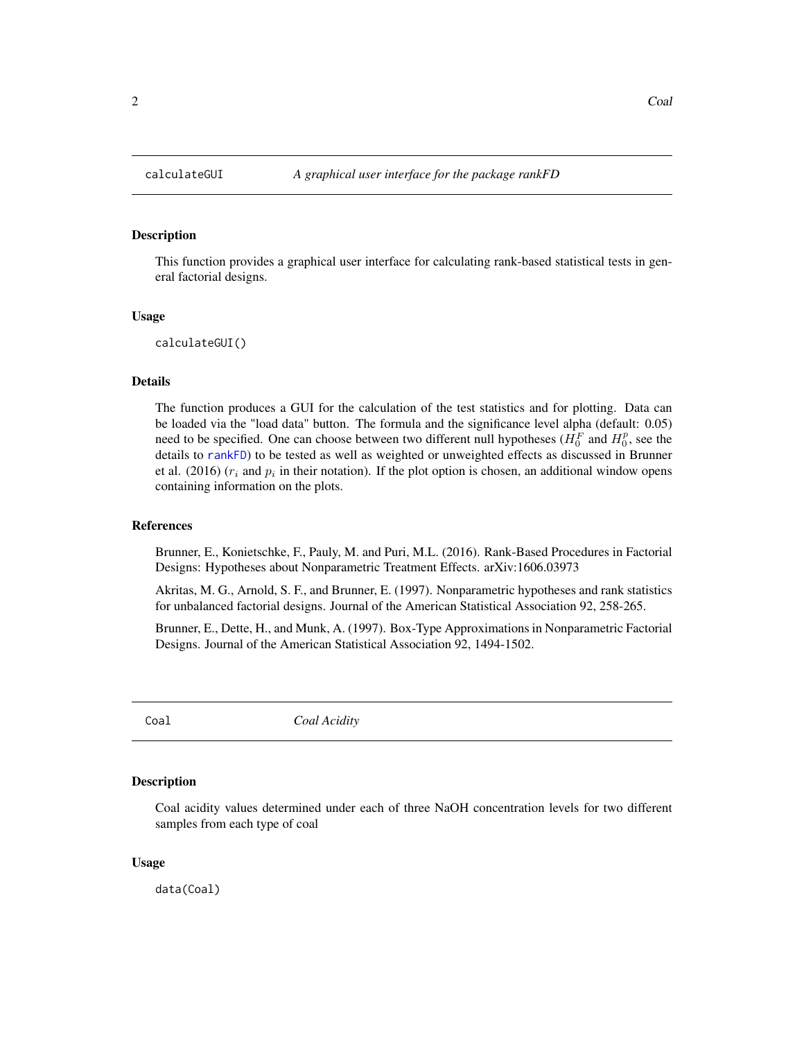## calculateGUI — *A graphical user interface for the package rankFD*

### Description

This function provides a graphical user interface for calculating rank-based statistical tests in general factorial designs.

### Usage

```
calculateGUI()
```

### Details

The function produces a GUI for the calculation of the test statistics and for plotting. Data can be loaded via the "load data" button. The formula and the significance level alpha (default: 0.05) need to be specified. One can choose between two different null hypotheses ($H_0^F$ and $H_0^p$, see the details to rankFD) to be tested as well as weighted or unweighted effects as discussed in Brunner et al. (2016) ($r_i$ and $p_i$ in their notation). If the plot option is chosen, an additional window opens containing information on the plots.

### References

Brunner, E., Konietschke, F., Pauly, M. and Puri, M.L. (2016). Rank-Based Procedures in Factorial Designs: Hypotheses about Nonparametric Treatment Effects. arXiv:1606.03973

Akritas, M. G., Arnold, S. F., and Brunner, E. (1997). Nonparametric hypotheses and rank statistics for unbalanced factorial designs. Journal of the American Statistical Association 92, 258-265.

Brunner, E., Dette, H., and Munk, A. (1997). Box-Type Approximations in Nonparametric Factorial Designs. Journal of the American Statistical Association 92, 1494-1502.

## Coal — *Coal Acidity*

### Description

Coal acidity values determined under each of three NaOH concentration levels for two different samples from each type of coal

### Usage

```
data(Coal)
```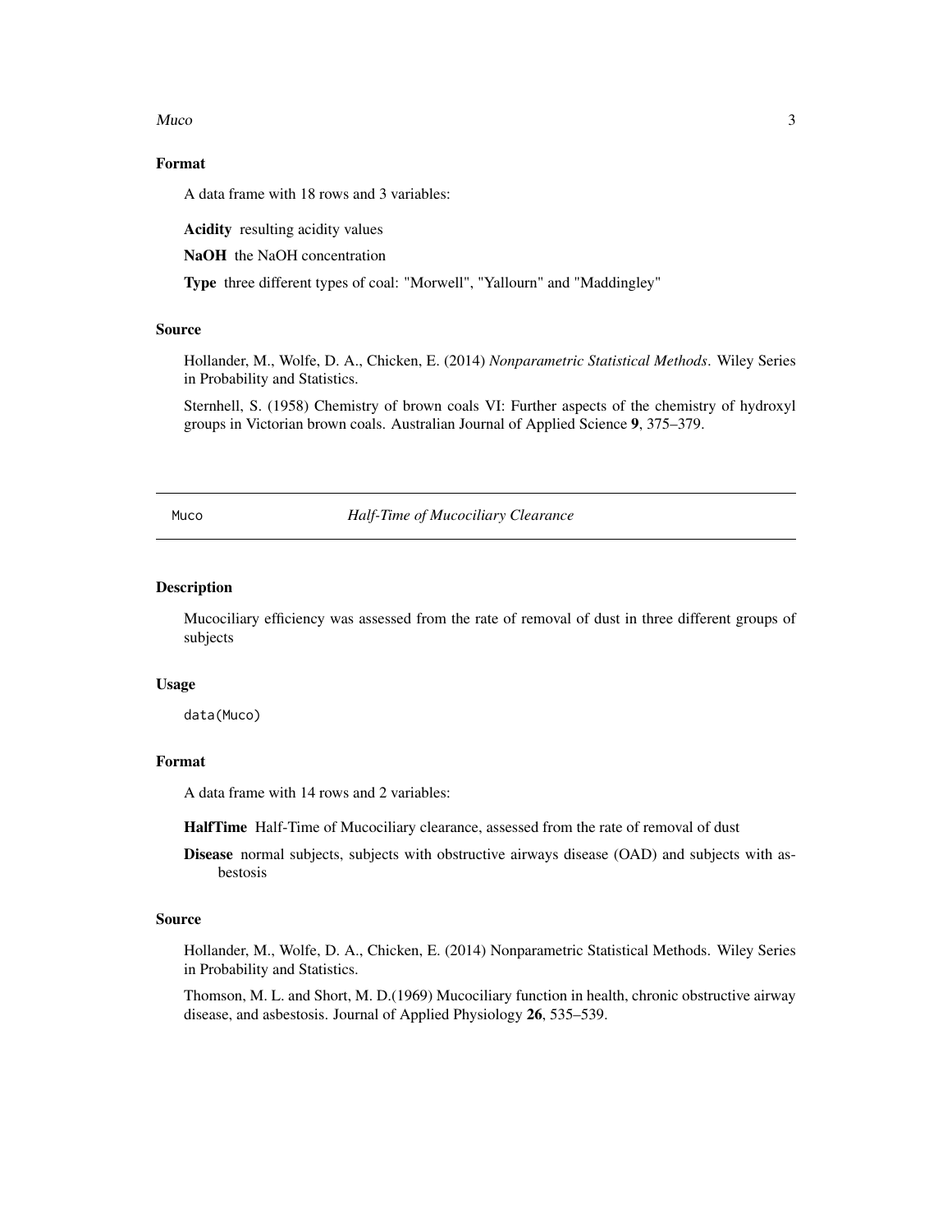### Format

A data frame with 18 rows and 3 variables:

**Acidity** resulting acidity values

**NaOH** the NaOH concentration

**Type** three different types of coal: "Morwell", "Yallourn" and "Maddingley"

### Source

Hollander, M., Wolfe, D. A., Chicken, E. (2014) *Nonparametric Statistical Methods*. Wiley Series in Probability and Statistics.

Sternhell, S. (1958) Chemistry of brown coals VI: Further aspects of the chemistry of hydroxyl groups in Victorian brown coals. Australian Journal of Applied Science **9**, 375–379.

---

## Muco — *Half-Time of Mucociliary Clearance*

### Description

Mucociliary efficiency was assessed from the rate of removal of dust in three different groups of subjects

### Usage

```
data(Muco)
```

### Format

A data frame with 14 rows and 2 variables:

**HalfTime** Half-Time of Mucociliary clearance, assessed from the rate of removal of dust

**Disease** normal subjects, subjects with obstructive airways disease (OAD) and subjects with asbestosis

### Source

Hollander, M., Wolfe, D. A., Chicken, E. (2014) Nonparametric Statistical Methods. Wiley Series in Probability and Statistics.

Thomson, M. L. and Short, M. D.(1969) Mucociliary function in health, chronic obstructive airway disease, and asbestosis. Journal of Applied Physiology **26**, 535–539.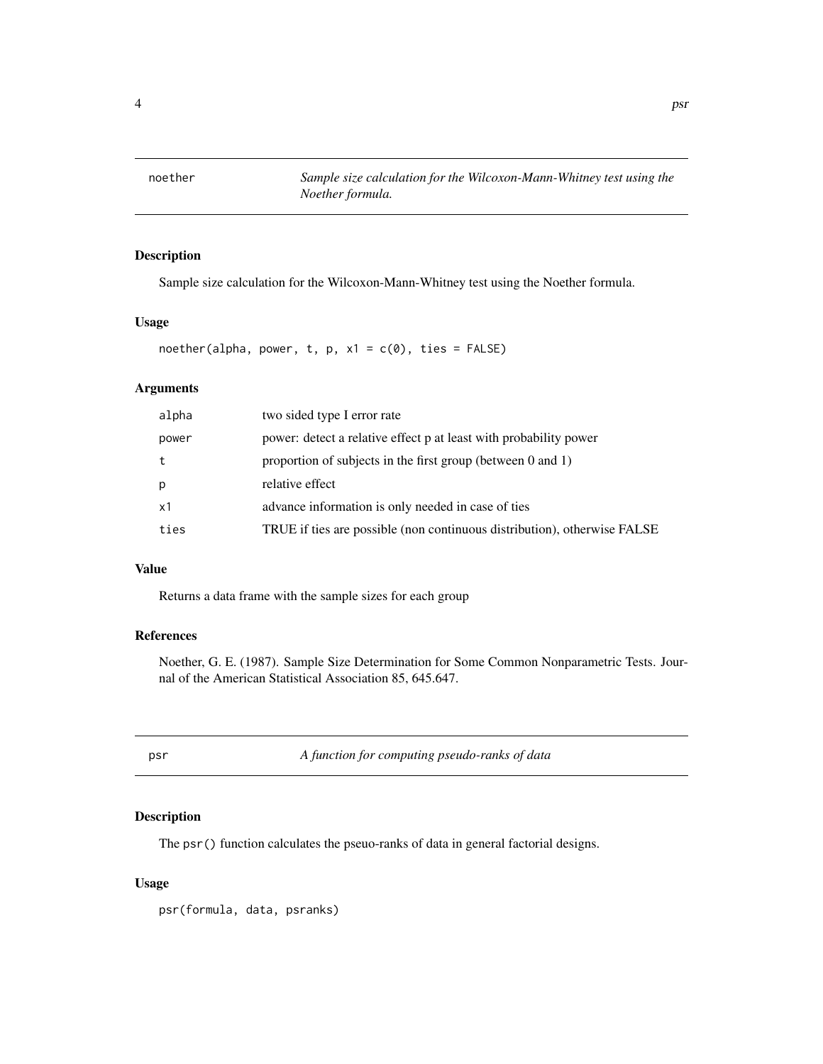## noether — *Sample size calculation for the Wilcoxon-Mann-Whitney test using the Noether formula.*

### Description

Sample size calculation for the Wilcoxon-Mann-Whitney test using the Noether formula.

### Usage

```
noether(alpha, power, t, p, x1 = c(0), ties = FALSE)
```

### Arguments

| | |
|---|---|
| alpha | two sided type I error rate |
| power | power: detect a relative effect p at least with probability power |
| t | proportion of subjects in the first group (between 0 and 1) |
| p | relative effect |
| x1 | advance information is only needed in case of ties |
| ties | TRUE if ties are possible (non continuous distribution), otherwise FALSE |

### Value

Returns a data frame with the sample sizes for each group

### References

Noether, G. E. (1987). Sample Size Determination for Some Common Nonparametric Tests. Journal of the American Statistical Association 85, 645.647.

## psr — *A function for computing pseudo-ranks of data*

### Description

The `psr()` function calculates the pseuo-ranks of data in general factorial designs.

### Usage

```
psr(formula, data, psranks)
```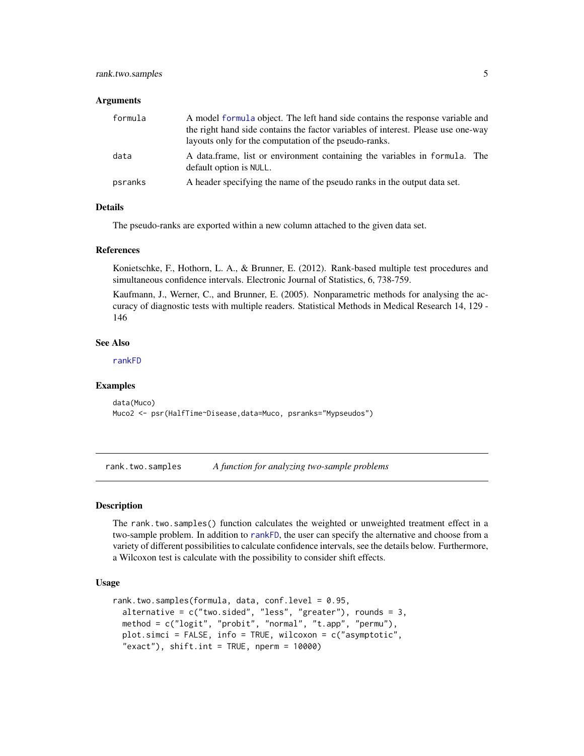### Arguments

| | |
|---|---|
| formula | A model formula object. The left hand side contains the response variable and the right hand side contains the factor variables of interest. Please use one-way layouts only for the computation of the pseudo-ranks. |
| data | A data.frame, list or environment containing the variables in formula. The default option is NULL. |
| psranks | A header specifying the name of the pseudo ranks in the output data set. |

### Details

The pseudo-ranks are exported within a new column attached to the given data set.

### References

Konietschke, F., Hothorn, L. A., & Brunner, E. (2012). Rank-based multiple test procedures and simultaneous confidence intervals. Electronic Journal of Statistics, 6, 738-759.

Kaufmann, J., Werner, C., and Brunner, E. (2005). Nonparametric methods for analysing the accuracy of diagnostic tests with multiple readers. Statistical Methods in Medical Research 14, 129 - 146

### See Also

rankFD

### Examples

```
data(Muco)
Muco2 <- psr(HalfTime~Disease,data=Muco, psranks="Mypseudos")
```

---

## rank.two.samples *A function for analyzing two-sample problems*

### Description

The rank.two.samples() function calculates the weighted or unweighted treatment effect in a two-sample problem. In addition to rankFD, the user can specify the alternative and choose from a variety of different possibilities to calculate confidence intervals, see the details below. Furthermore, a Wilcoxon test is calculate with the possibility to consider shift effects.

### Usage

```
rank.two.samples(formula, data, conf.level = 0.95,
  alternative = c("two.sided", "less", "greater"), rounds = 3,
  method = c("logit", "probit", "normal", "t.app", "permu"),
  plot.simci = FALSE, info = TRUE, wilcoxon = c("asymptotic",
  "exact"), shift.int = TRUE, nperm = 10000)
```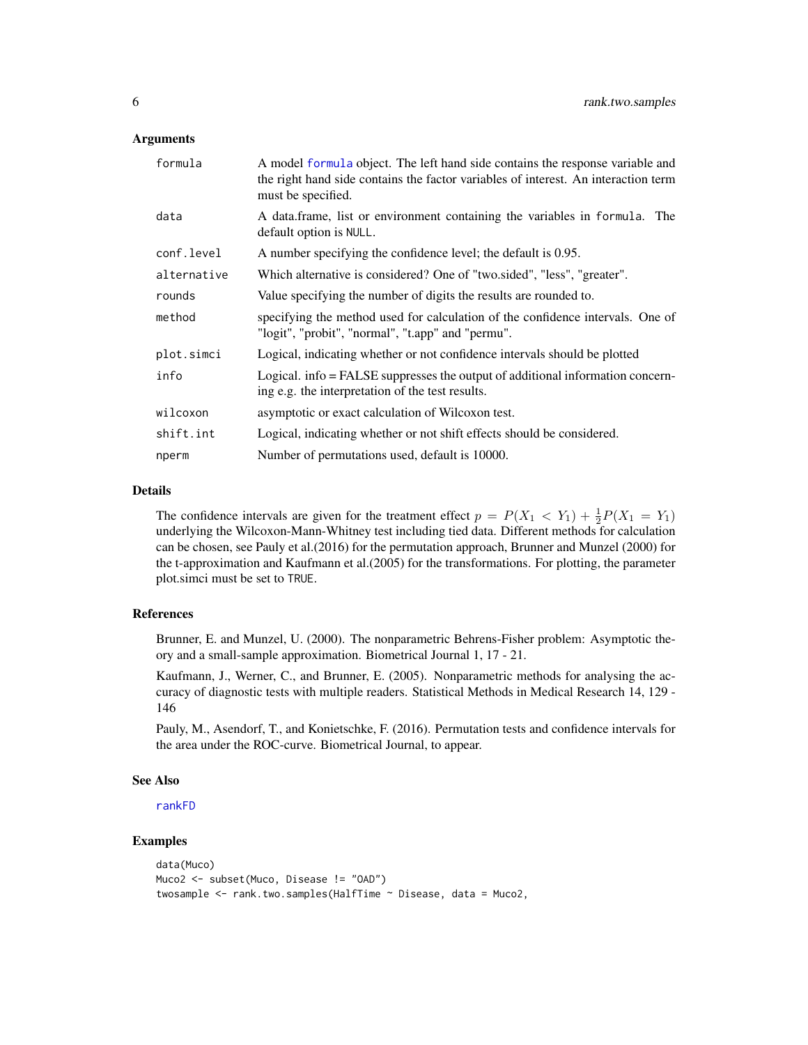### Arguments

| | |
|---|---|
| formula | A model formula object. The left hand side contains the response variable and the right hand side contains the factor variables of interest. An interaction term must be specified. |
| data | A data.frame, list or environment containing the variables in formula. The default option is NULL. |
| conf.level | A number specifying the confidence level; the default is 0.95. |
| alternative | Which alternative is considered? One of "two.sided", "less", "greater". |
| rounds | Value specifying the number of digits the results are rounded to. |
| method | specifying the method used for calculation of the confidence intervals. One of "logit", "probit", "normal", "t.app" and "permu". |
| plot.simci | Logical, indicating whether or not confidence intervals should be plotted |
| info | Logical. info = FALSE suppresses the output of additional information concerning e.g. the interpretation of the test results. |
| wilcoxon | asymptotic or exact calculation of Wilcoxon test. |
| shift.int | Logical, indicating whether or not shift effects should be considered. |
| nperm | Number of permutations used, default is 10000. |

### Details

The confidence intervals are given for the treatment effect $p = P(X_1 < Y_1) + \frac{1}{2}P(X_1 = Y_1)$ underlying the Wilcoxon-Mann-Whitney test including tied data. Different methods for calculation can be chosen, see Pauly et al.(2016) for the permutation approach, Brunner and Munzel (2000) for the t-approximation and Kaufmann et al.(2005) for the transformations. For plotting, the parameter plot.simci must be set to TRUE.

### References

Brunner, E. and Munzel, U. (2000). The nonparametric Behrens-Fisher problem: Asymptotic theory and a small-sample approximation. Biometrical Journal 1, 17 - 21.

Kaufmann, J., Werner, C., and Brunner, E. (2005). Nonparametric methods for analysing the accuracy of diagnostic tests with multiple readers. Statistical Methods in Medical Research 14, 129 - 146

Pauly, M., Asendorf, T., and Konietschke, F. (2016). Permutation tests and confidence intervals for the area under the ROC-curve. Biometrical Journal, to appear.

### See Also

rankFD

### Examples

```
data(Muco)
Muco2 <- subset(Muco, Disease != "OAD")
twosample <- rank.two.samples(HalfTime ~ Disease, data = Muco2,
```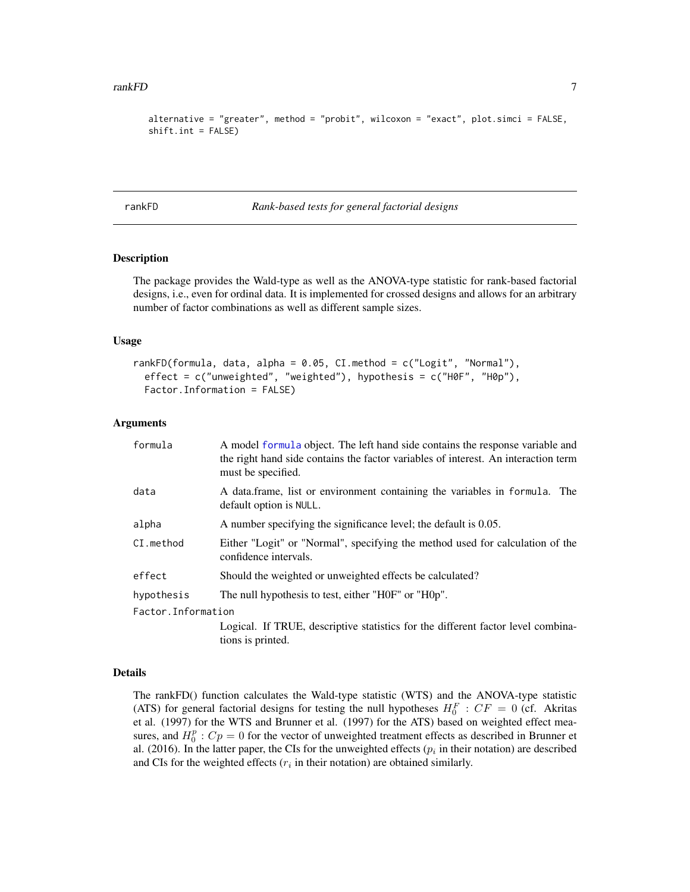```
alternative = "greater", method = "probit", wilcoxon = "exact", plot.simci = FALSE,
shift.int = FALSE)
```

---

# rankFD — *Rank-based tests for general factorial designs*

## Description

The package provides the Wald-type as well as the ANOVA-type statistic for rank-based factorial designs, i.e., even for ordinal data. It is implemented for crossed designs and allows for an arbitrary number of factor combinations as well as different sample sizes.

## Usage

```
rankFD(formula, data, alpha = 0.05, CI.method = c("Logit", "Normal"),
  effect = c("unweighted", "weighted"), hypothesis = c("H0F", "H0p"),
  Factor.Information = FALSE)
```

## Arguments

| | |
|---|---|
| `formula` | A model `formula` object. The left hand side contains the response variable and the right hand side contains the factor variables of interest. An interaction term must be specified. |
| `data` | A data.frame, list or environment containing the variables in `formula`. The default option is `NULL`. |
| `alpha` | A number specifying the significance level; the default is 0.05. |
| `CI.method` | Either "Logit" or "Normal", specifying the method used for calculation of the confidence intervals. |
| `effect` | Should the weighted or unweighted effects be calculated? |
| `hypothesis` | The null hypothesis to test, either "H0F" or "H0p". |
| `Factor.Information` | Logical. If TRUE, descriptive statistics for the different factor level combinations is printed. |

## Details

The rankFD() function calculates the Wald-type statistic (WTS) and the ANOVA-type statistic (ATS) for general factorial designs for testing the null hypotheses $H_0^F : CF = 0$ (cf. Akritas et al. (1997) for the WTS and Brunner et al. (1997) for the ATS) based on weighted effect measures, and $H_0^p : Cp = 0$ for the vector of unweighted treatment effects as described in Brunner et al. (2016). In the latter paper, the CIs for the unweighted effects ($p_i$ in their notation) are described and CIs for the weighted effects ($r_i$ in their notation) are obtained similarly.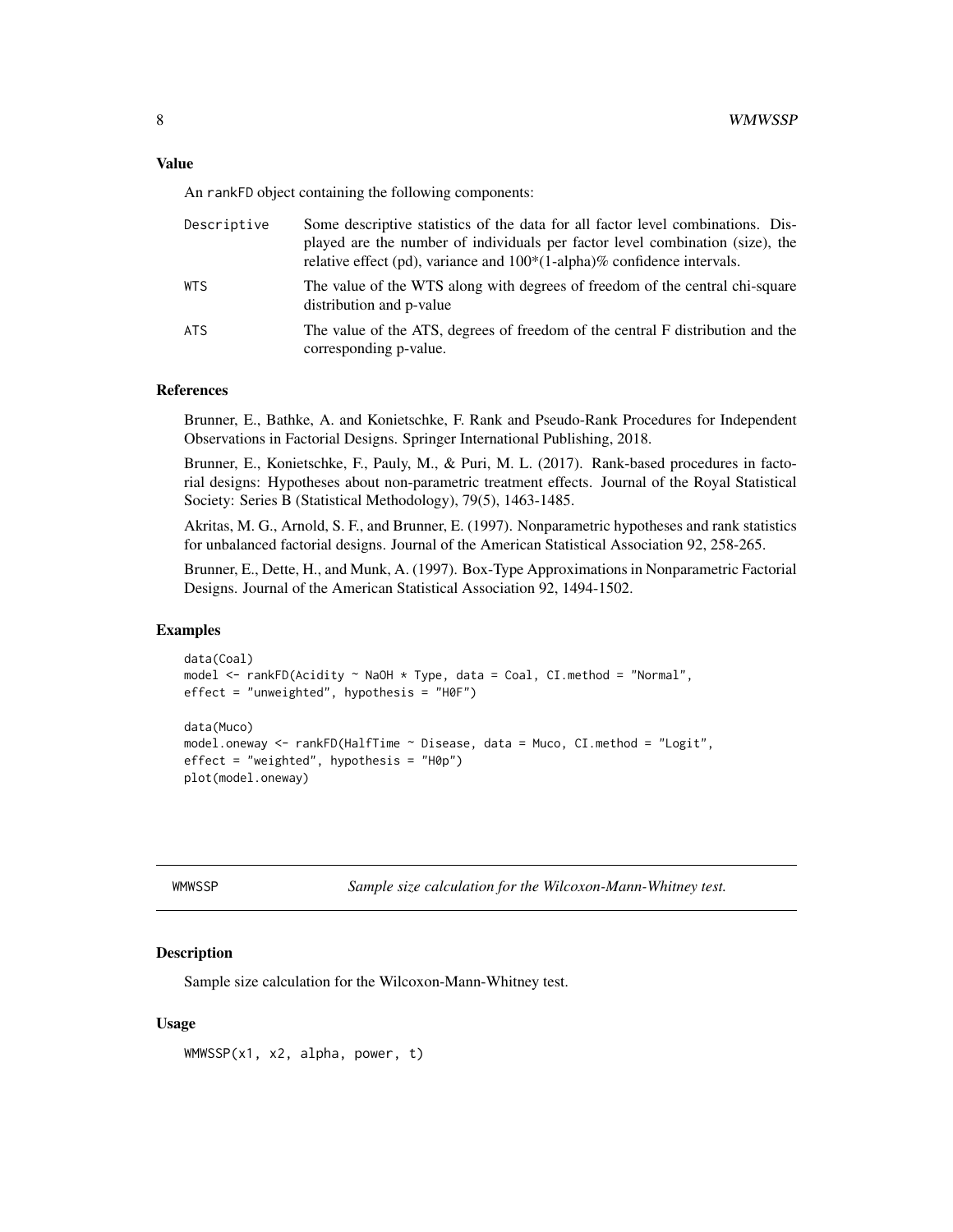### Value

An rankFD object containing the following components:

| | |
|---|---|
| Descriptive | Some descriptive statistics of the data for all factor level combinations. Displayed are the number of individuals per factor level combination (size), the relative effect (pd), variance and 100*(1-alpha)% confidence intervals. |
| WTS | The value of the WTS along with degrees of freedom of the central chi-square distribution and p-value |
| ATS | The value of the ATS, degrees of freedom of the central F distribution and the corresponding p-value. |

### References

Brunner, E., Bathke, A. and Konietschke, F. Rank and Pseudo-Rank Procedures for Independent Observations in Factorial Designs. Springer International Publishing, 2018.

Brunner, E., Konietschke, F., Pauly, M., & Puri, M. L. (2017). Rank-based procedures in factorial designs: Hypotheses about non-parametric treatment effects. Journal of the Royal Statistical Society: Series B (Statistical Methodology), 79(5), 1463-1485.

Akritas, M. G., Arnold, S. F., and Brunner, E. (1997). Nonparametric hypotheses and rank statistics for unbalanced factorial designs. Journal of the American Statistical Association 92, 258-265.

Brunner, E., Dette, H., and Munk, A. (1997). Box-Type Approximations in Nonparametric Factorial Designs. Journal of the American Statistical Association 92, 1494-1502.

### Examples

```
data(Coal)
model <- rankFD(Acidity ~ NaOH * Type, data = Coal, CI.method = "Normal",
effect = "unweighted", hypothesis = "H0F")

data(Muco)
model.oneway <- rankFD(HalfTime ~ Disease, data = Muco, CI.method = "Logit",
effect = "weighted", hypothesis = "H0p")
plot(model.oneway)
```

---

## WMWSSP — *Sample size calculation for the Wilcoxon-Mann-Whitney test.*

---

### Description

Sample size calculation for the Wilcoxon-Mann-Whitney test.

### Usage

```
WMWSSP(x1, x2, alpha, power, t)
```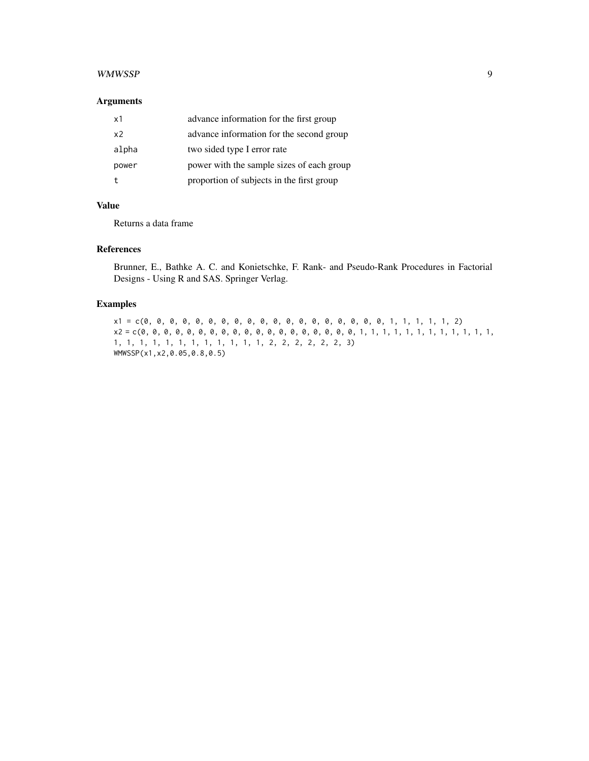## Arguments

| | |
|---|---|
| x1 | advance information for the first group |
| x2 | advance information for the second group |
| alpha | two sided type I error rate |
| power | power with the sample sizes of each group |
| t | proportion of subjects in the first group |

## Value

Returns a data frame

## References

Brunner, E., Bathke A. C. and Konietschke, F. Rank- and Pseudo-Rank Procedures in Factorial Designs - Using R and SAS. Springer Verlag.

## Examples

```
x1 = c(0, 0, 0, 0, 0, 0, 0, 0, 0, 0, 0, 0, 0, 0, 0, 0, 0, 0, 1, 1, 1, 1, 1, 2)
x2 = c(0, 0, 0, 0, 0, 0, 0, 0, 0, 0, 0, 0, 0, 0, 0, 0, 0, 0, 1, 1, 1, 1, 1, 1, 1, 1, 1, 1, 1,
1, 1, 1, 1, 1, 1, 1, 1, 1, 1, 1, 1, 2, 2, 2, 2, 2, 2, 3)
WMWSSP(x1,x2,0.05,0.8,0.5)
```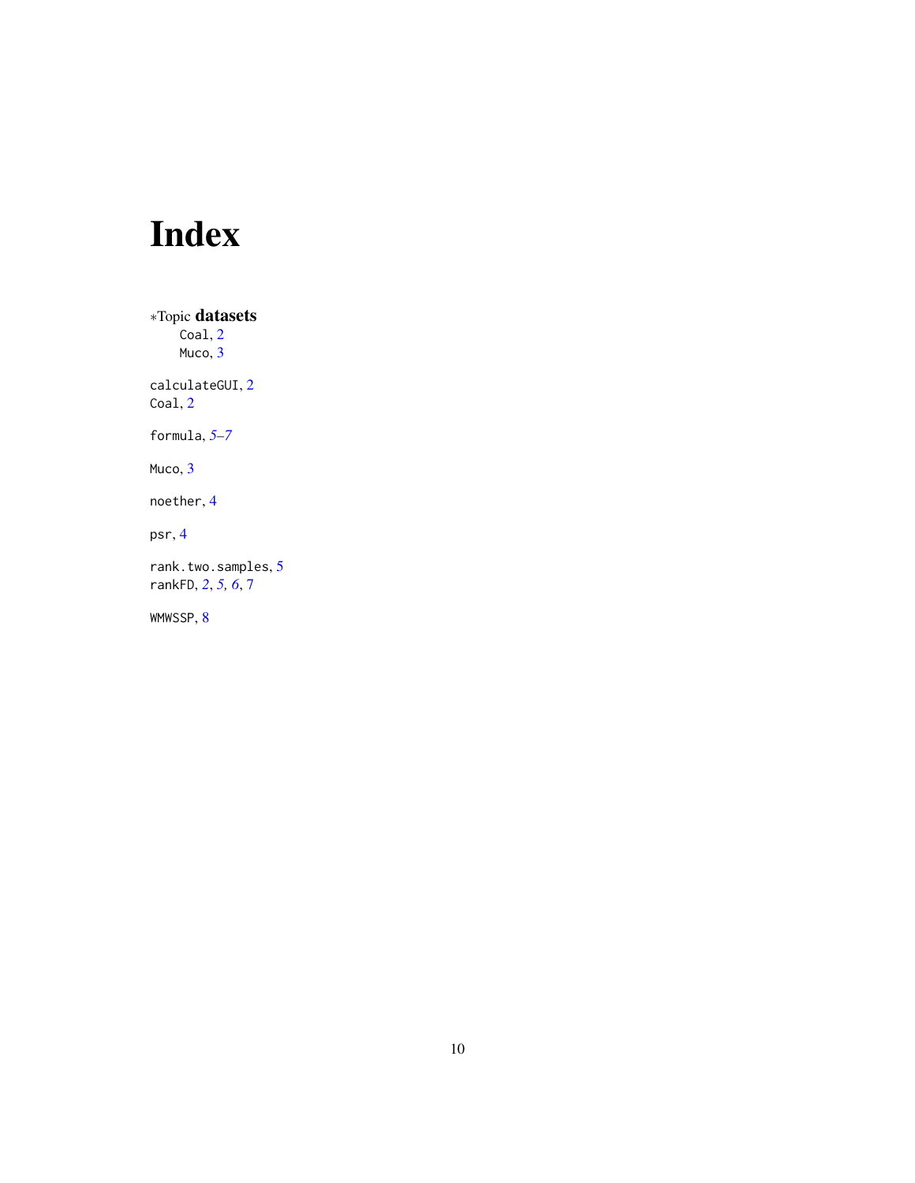# Index

*Topic **datasets**

- Coal, 2
- Muco, 3

calculateGUI, 2
Coal, 2

formula, *5–7*

Muco, 3

noether, 4

psr, 4

rank.two.samples, 5
rankFD, *2*, *5, 6*, 7

WMWSSP, 8